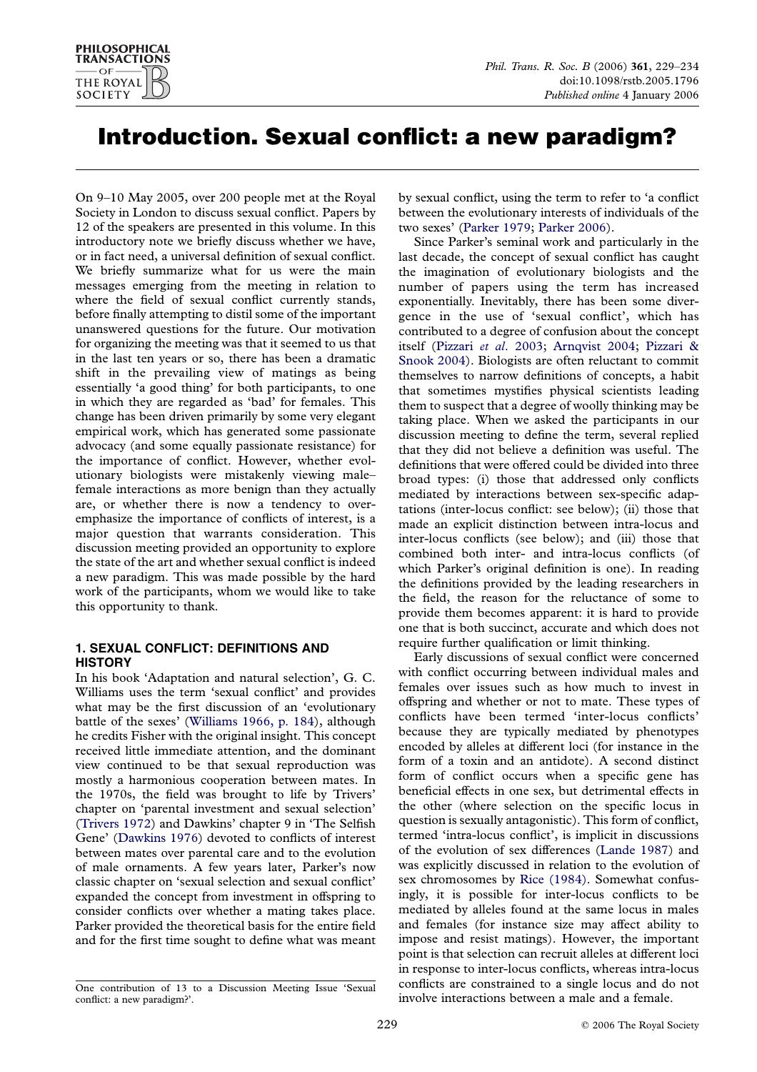# Introduction. Sexual conflict: a new paradigm?

On 9–10 May 2005, over 200 people met at the Royal Society in London to discuss sexual conflict. Papers by 12 of the speakers are presented in this volume. In this introductory note we briefly discuss whether we have, or in fact need, a universal definition of sexual conflict. We briefly summarize what for us were the main messages emerging from the meeting in relation to where the field of sexual conflict currently stands, before finally attempting to distil some of the important unanswered questions for the future. Our motivation for organizing the meeting was that it seemed to us that in the last ten years or so, there has been a dramatic shift in the prevailing view of matings as being essentially 'a good thing' for both participants, to one in which they are regarded as 'bad' for females. This change has been driven primarily by some very elegant empirical work, which has generated some passionate advocacy (and some equally passionate resistance) for the importance of conflict. However, whether evolutionary biologists were mistakenly viewing male–female interactions as more benign than they actually are, or whether there is now a tendency to overemphasize the importance of conflicts of interest, is a major question that warrants consideration. This discussion meeting provided an opportunity to explore the state of the art and whether sexual conflict is indeed a new paradigm. This was made possible by the hard work of the participants, whom we would like to take this opportunity to thank.

## 1. SEXUAL CONFLICT: DEFINITIONS AND HISTORY

In his book 'Adaptation and natural selection', G. C. Williams uses the term 'sexual conflict' and provides what may be the first discussion of an 'evolutionary battle of the sexes' (Williams 1966, p. 184), although he credits Fisher with the original insight. This concept received little immediate attention, and the dominant view continued to be that sexual reproduction was mostly a harmonious cooperation between mates. In the 1970s, the field was brought to life by Trivers' chapter on 'parental investment and sexual selection' (Trivers 1972) and Dawkins' chapter 9 in 'The Selfish Gene' (Dawkins 1976) devoted to conflicts of interest between mates over parental care and to the evolution of male ornaments. A few years later, Parker's now classic chapter on 'sexual selection and sexual conflict' expanded the concept from investment in offspring to consider conflicts over whether a mating takes place. Parker provided the theoretical basis for the entire field and for the first time sought to define what was meant by sexual conflict, using the term to refer to 'a conflict between the evolutionary interests of individuals of the two sexes' (Parker 1979; Parker 2006).

Since Parker's seminal work and particularly in the last decade, the concept of sexual conflict has caught the imagination of evolutionary biologists and the number of papers using the term has increased exponentially. Inevitably, there has been some divergence in the use of 'sexual conflict', which has contributed to a degree of confusion about the concept itself (Pizzari *et al*. 2003; Arnqvist 2004; Pizzari & Snook 2004). Biologists are often reluctant to commit themselves to narrow definitions of concepts, a habit that sometimes mystifies physical scientists leading them to suspect that a degree of woolly thinking may be taking place. When we asked the participants in our discussion meeting to define the term, several replied that they did not believe a definition was useful. The definitions that were offered could be divided into three broad types: (i) those that addressed only conflicts mediated by interactions between sex-specific adaptations (inter-locus conflict: see below); (ii) those that made an explicit distinction between intra-locus and inter-locus conflicts (see below); and (iii) those that combined both inter- and intra-locus conflicts (of which Parker's original definition is one). In reading the definitions provided by the leading researchers in the field, the reason for the reluctance of some to provide them becomes apparent: it is hard to provide one that is both succinct, accurate and which does not require further qualification or limit thinking.

Early discussions of sexual conflict were concerned with conflict occurring between individual males and females over issues such as how much to invest in offspring and whether or not to mate. These types of conflicts have been termed 'inter-locus conflicts' because they are typically mediated by phenotypes encoded by alleles at different loci (for instance in the form of a toxin and an antidote). A second distinct form of conflict occurs when a specific gene has beneficial effects in one sex, but detrimental effects in the other (where selection on the specific locus in question is sexually antagonistic). This form of conflict, termed 'intra-locus conflict', is implicit in discussions of the evolution of sex differences (Lande 1987) and was explicitly discussed in relation to the evolution of sex chromosomes by Rice (1984). Somewhat confusingly, it is possible for inter-locus conflicts to be mediated by alleles found at the same locus in males and females (for instance size may affect ability to impose and resist matings). However, the important point is that selection can recruit alleles at different loci in response to inter-locus conflicts, whereas intra-locus conflicts are constrained to a single locus and do not involve interactions between a male and a female.

One contribution of 13 to a Discussion Meeting Issue 'Sexual conflict: a new paradigm?'.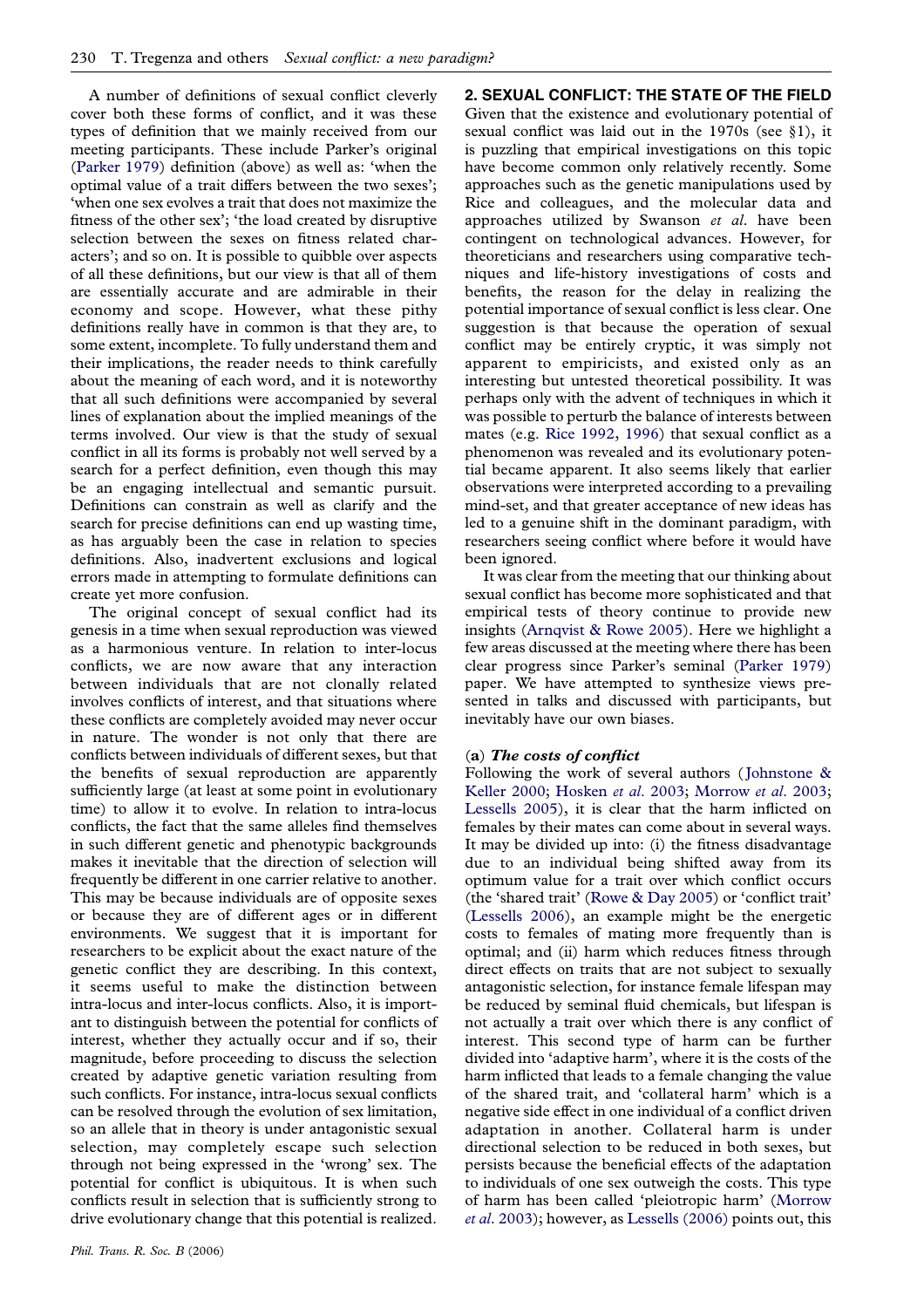A number of definitions of sexual conflict cleverly cover both these forms of conflict, and it was these types of definition that we mainly received from our meeting participants. These include Parker's original (Parker 1979) definition (above) as well as: 'when the optimal value of a trait differs between the two sexes'; 'when one sex evolves a trait that does not maximize the fitness of the other sex'; 'the load created by disruptive selection between the sexes on fitness related characters'; and so on. It is possible to quibble over aspects of all these definitions, but our view is that all of them are essentially accurate and are admirable in their economy and scope. However, what these pithy definitions really have in common is that they are, to some extent, incomplete. To fully understand them and their implications, the reader needs to think carefully about the meaning of each word, and it is noteworthy that all such definitions were accompanied by several lines of explanation about the implied meanings of the terms involved. Our view is that the study of sexual conflict in all its forms is probably not well served by a search for a perfect definition, even though this may be an engaging intellectual and semantic pursuit. Definitions can constrain as well as clarify and the search for precise definitions can end up wasting time, as has arguably been the case in relation to species definitions. Also, inadvertent exclusions and logical errors made in attempting to formulate definitions can create yet more confusion.

The original concept of sexual conflict had its genesis in a time when sexual reproduction was viewed as a harmonious venture. In relation to inter-locus conflicts, we are now aware that any interaction between individuals that are not clonally related involves conflicts of interest, and that situations where these conflicts are completely avoided may never occur in nature. The wonder is not only that there are conflicts between individuals of different sexes, but that the benefits of sexual reproduction are apparently sufficiently large (at least at some point in evolutionary time) to allow it to evolve. In relation to intra-locus conflicts, the fact that the same alleles find themselves in such different genetic and phenotypic backgrounds makes it inevitable that the direction of selection will frequently be different in one carrier relative to another. This may be because individuals are of opposite sexes or because they are of different ages or in different environments. We suggest that it is important for researchers to be explicit about the exact nature of the genetic conflict they are describing. In this context, it seems useful to make the distinction between intra-locus and inter-locus conflicts. Also, it is important to distinguish between the potential for conflicts of interest, whether they actually occur and if so, their magnitude, before proceeding to discuss the selection created by adaptive genetic variation resulting from such conflicts. For instance, intra-locus sexual conflicts can be resolved through the evolution of sex limitation, so an allele that in theory is under antagonistic sexual selection, may completely escape such selection through not being expressed in the 'wrong' sex. The potential for conflict is ubiquitous. It is when such conflicts result in selection that is sufficiently strong to drive evolutionary change that this potential is realized.

## 2. SEXUAL CONFLICT: THE STATE OF THE FIELD

Given that the existence and evolutionary potential of sexual conflict was laid out in the 1970s (see §1), it is puzzling that empirical investigations on this topic have become common only relatively recently. Some approaches such as the genetic manipulations used by Rice and colleagues, and the molecular data and approaches utilized by Swanson *et al*. have been contingent on technological advances. However, for theoreticians and researchers using comparative techniques and life-history investigations of costs and benefits, the reason for the delay in realizing the potential importance of sexual conflict is less clear. One suggestion is that because the operation of sexual conflict may be entirely cryptic, it was simply not apparent to empiricists, and existed only as an interesting but untested theoretical possibility. It was perhaps only with the advent of techniques in which it was possible to perturb the balance of interests between mates (e.g. Rice 1992, 1996) that sexual conflict as a phenomenon was revealed and its evolutionary potential became apparent. It also seems likely that earlier observations were interpreted according to a prevailing mind-set, and that greater acceptance of new ideas has led to a genuine shift in the dominant paradigm, with researchers seeing conflict where before it would have been ignored.

It was clear from the meeting that our thinking about sexual conflict has become more sophisticated and that empirical tests of theory continue to provide new insights (Arnqvist & Rowe 2005). Here we highlight a few areas discussed at the meeting where there has been clear progress since Parker's seminal (Parker 1979) paper. We have attempted to synthesize views presented in talks and discussed with participants, but inevitably have our own biases.

### (a) *The costs of conflict*

Following the work of several authors (Johnstone & Keller 2000; Hosken *et al*. 2003; Morrow *et al*. 2003; Lessells 2005), it is clear that the harm inflicted on females by their mates can come about in several ways. It may be divided up into: (i) the fitness disadvantage due to an individual being shifted away from its optimum value for a trait over which conflict occurs (the 'shared trait' (Rowe & Day 2005) or 'conflict trait' (Lessells 2006), an example might be the energetic costs to females of mating more frequently than is optimal; and (ii) harm which reduces fitness through direct effects on traits that are not subject to sexually antagonistic selection, for instance female lifespan may be reduced by seminal fluid chemicals, but lifespan is not actually a trait over which there is any conflict of interest. This second type of harm can be further divided into 'adaptive harm', where it is the costs of the harm inflicted that leads to a female changing the value of the shared trait, and 'collateral harm' which is a negative side effect in one individual of a conflict driven adaptation in another. Collateral harm is under directional selection to be reduced in both sexes, but persists because the beneficial effects of the adaptation to individuals of one sex outweigh the costs. This type of harm has been called 'pleiotropic harm' (Morrow *et al*. 2003); however, as Lessells (2006) points out, this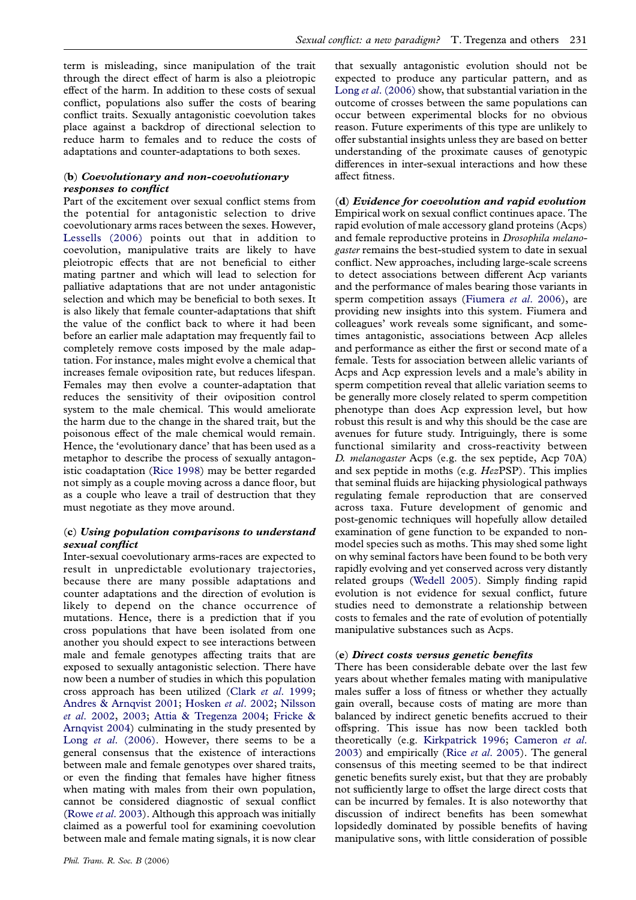term is misleading, since manipulation of the trait through the direct effect of harm is also a pleiotropic effect of the harm. In addition to these costs of sexual conflict, populations also suffer the costs of bearing conflict traits. Sexually antagonistic coevolution takes place against a backdrop of directional selection to reduce harm to females and to reduce the costs of adaptations and counter-adaptations to both sexes.

### (b) *Coevolutionary and non-coevolutionary responses to conflict*

Part of the excitement over sexual conflict stems from the potential for antagonistic selection to drive coevolutionary arms races between the sexes. However, Lessells (2006) points out that in addition to coevolution, manipulative traits are likely to have pleiotropic effects that are not beneficial to either mating partner and which will lead to selection for palliative adaptations that are not under antagonistic selection and which may be beneficial to both sexes. It is also likely that female counter-adaptations that shift the value of the conflict back to where it had been before an earlier male adaptation may frequently fail to completely remove costs imposed by the male adaptation. For instance, males might evolve a chemical that increases female oviposition rate, but reduces lifespan. Females may then evolve a counter-adaptation that reduces the sensitivity of their oviposition control system to the male chemical. This would ameliorate the harm due to the change in the shared trait, but the poisonous effect of the male chemical would remain. Hence, the 'evolutionary dance' that has been used as a metaphor to describe the process of sexually antagonistic coadaptation (Rice 1998) may be better regarded not simply as a couple moving across a dance floor, but as a couple who leave a trail of destruction that they must negotiate as they move around.

### (c) *Using population comparisons to understand sexual conflict*

Inter-sexual coevolutionary arms-races are expected to result in unpredictable evolutionary trajectories, because there are many possible adaptations and counter adaptations and the direction of evolution is likely to depend on the chance occurrence of mutations. Hence, there is a prediction that if you cross populations that have been isolated from one another you should expect to see interactions between male and female genotypes affecting traits that are exposed to sexually antagonistic selection. There have now been a number of studies in which this population cross approach has been utilized (Clark *et al.* 1999; Andres & Arnqvist 2001; Hosken *et al.* 2002; Nilsson *et al.* 2002, 2003; Attia & Tregenza 2004; Fricke & Arnqvist 2004) culminating in the study presented by Long *et al.* (2006). However, there seems to be a general consensus that the existence of interactions between male and female genotypes over shared traits, or even the finding that females have higher fitness when mating with males from their own population, cannot be considered diagnostic of sexual conflict (Rowe *et al.* 2003). Although this approach was initially claimed as a powerful tool for examining coevolution between male and female mating signals, it is now clear that sexually antagonistic evolution should not be expected to produce any particular pattern, and as Long *et al.* (2006) show, that substantial variation in the outcome of crosses between the same populations can occur between experimental blocks for no obvious reason. Future experiments of this type are unlikely to offer substantial insights unless they are based on better understanding of the proximate causes of genotypic differences in inter-sexual interactions and how these affect fitness.

### (d) *Evidence for coevolution and rapid evolution*

Empirical work on sexual conflict continues apace. The rapid evolution of male accessory gland proteins (Acps) and female reproductive proteins in *Drosophila melanogaster* remains the best-studied system to date in sexual conflict. New approaches, including large-scale screens to detect associations between different Acp variants and the performance of males bearing those variants in sperm competition assays (Fiumera *et al.* 2006), are providing new insights into this system. Fiumera and colleagues' work reveals some significant, and sometimes antagonistic, associations between Acp alleles and performance as either the first or second mate of a female. Tests for association between allelic variants of Acps and Acp expression levels and a male's ability in sperm competition reveal that allelic variation seems to be generally more closely related to sperm competition phenotype than does Acp expression level, but how robust this result is and why this should be the case are avenues for future study. Intriguingly, there is some functional similarity and cross-reactivity between *D. melanogaster* Acps (e.g. the sex peptide, Acp 70A) and sex peptide in moths (e.g. *Hez*PSP). This implies that seminal fluids are hijacking physiological pathways regulating female reproduction that are conserved across taxa. Future development of genomic and post-genomic techniques will hopefully allow detailed examination of gene function to be expanded to non-model species such as moths. This may shed some light on why seminal factors have been found to be both very rapidly evolving and yet conserved across very distantly related groups (Wedell 2005). Simply finding rapid evolution is not evidence for sexual conflict, future studies need to demonstrate a relationship between costs to females and the rate of evolution of potentially manipulative substances such as Acps.

### (e) *Direct costs versus genetic benefits*

There has been considerable debate over the last few years about whether females mating with manipulative males suffer a loss of fitness or whether they actually gain overall, because costs of mating are more than balanced by indirect genetic benefits accrued to their offspring. This issue has now been tackled both theoretically (e.g. Kirkpatrick 1996; Cameron *et al.* 2003) and empirically (Rice *et al.* 2005). The general consensus of this meeting seemed to be that indirect genetic benefits surely exist, but that they are probably not sufficiently large to offset the large direct costs that can be incurred by females. It is also noteworthy that discussion of indirect benefits has been somewhat lopsidedly dominated by possible benefits of having manipulative sons, with little consideration of possible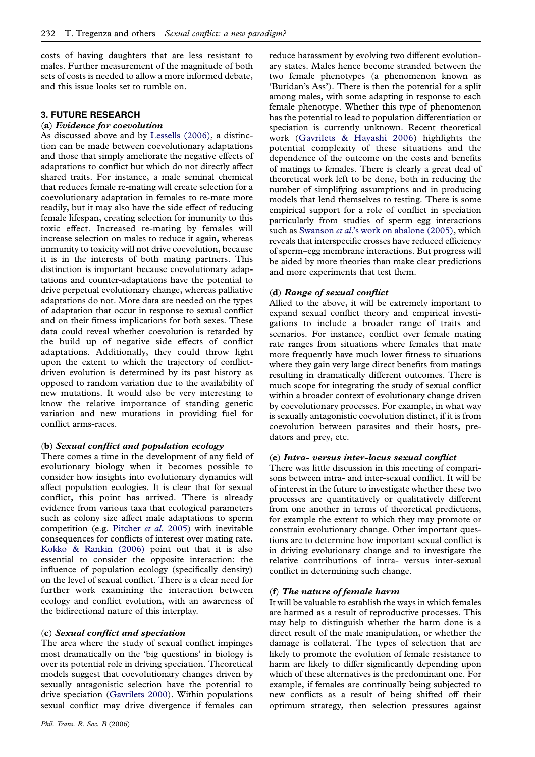costs of having daughters that are less resistant to males. Further measurement of the magnitude of both sets of costs is needed to allow a more informed debate, and this issue looks set to rumble on.

## 3. FUTURE RESEARCH

### (a) *Evidence for coevolution*

As discussed above and by Lessells (2006), a distinction can be made between coevolutionary adaptations and those that simply ameliorate the negative effects of adaptations to conflict but which do not directly affect shared traits. For instance, a male seminal chemical that reduces female re-mating will create selection for a coevolutionary adaptation in females to re-mate more readily, but it may also have the side effect of reducing female lifespan, creating selection for immunity to this toxic effect. Increased re-mating by females will increase selection on males to reduce it again, whereas immunity to toxicity will not drive coevolution, because it is in the interests of both mating partners. This distinction is important because coevolutionary adaptations and counter-adaptations have the potential to drive perpetual evolutionary change, whereas palliative adaptations do not. More data are needed on the types of adaptation that occur in response to sexual conflict and on their fitness implications for both sexes. These data could reveal whether coevolution is retarded by the build up of negative side effects of conflict adaptations. Additionally, they could throw light upon the extent to which the trajectory of conflict-driven evolution is determined by its past history as opposed to random variation due to the availability of new mutations. It would also be very interesting to know the relative importance of standing genetic variation and new mutations in providing fuel for conflict arms-races.

### (b) *Sexual conflict and population ecology*

There comes a time in the development of any field of evolutionary biology when it becomes possible to consider how insights into evolutionary dynamics will affect population ecologies. It is clear that for sexual conflict, this point has arrived. There is already evidence from various taxa that ecological parameters such as colony size affect male adaptations to sperm competition (e.g. Pitcher *et al*. 2005) with inevitable consequences for conflicts of interest over mating rate. Kokko & Rankin (2006) point out that it is also essential to consider the opposite interaction: the influence of population ecology (specifically density) on the level of sexual conflict. There is a clear need for further work examining the interaction between ecology and conflict evolution, with an awareness of the bidirectional nature of this interplay.

### (c) *Sexual conflict and speciation*

The area where the study of sexual conflict impinges most dramatically on the 'big questions' in biology is over its potential role in driving speciation. Theoretical models suggest that coevolutionary changes driven by sexually antagonistic selection have the potential to drive speciation (Gavrilets 2000). Within populations sexual conflict may drive divergence if females can reduce harassment by evolving two different evolutionary states. Males hence become stranded between the two female phenotypes (a phenomenon known as 'Buridan's Ass'). There is then the potential for a split among males, with some adapting in response to each female phenotype. Whether this type of phenomenon has the potential to lead to population differentiation or speciation is currently unknown. Recent theoretical work (Gavrilets & Hayashi 2006) highlights the potential complexity of these situations and the dependence of the outcome on the costs and benefits of matings to females. There is clearly a great deal of theoretical work left to be done, both in reducing the number of simplifying assumptions and in producing models that lend themselves to testing. There is some empirical support for a role of conflict in speciation particularly from studies of sperm–egg interactions such as Swanson *et al*.'s work on abalone (2005), which reveals that interspecific crosses have reduced efficiency of sperm–egg membrane interactions. But progress will be aided by more theories than make clear predictions and more experiments that test them.

### (d) *Range of sexual conflict*

Allied to the above, it will be extremely important to expand sexual conflict theory and empirical investigations to include a broader range of traits and scenarios. For instance, conflict over female mating rate ranges from situations where females that mate more frequently have much lower fitness to situations where they gain very large direct benefits from matings resulting in dramatically different outcomes. There is much scope for integrating the study of sexual conflict within a broader context of evolutionary change driven by coevolutionary processes. For example, in what way is sexually antagonistic coevolution distinct, if it is from coevolution between parasites and their hosts, predators and prey, etc.

### (e) *Intra- versus inter-locus sexual conflict*

There was little discussion in this meeting of comparisons between intra- and inter-sexual conflict. It will be of interest in the future to investigate whether these two processes are quantitatively or qualitatively different from one another in terms of theoretical predictions, for example the extent to which they may promote or constrain evolutionary change. Other important questions are to determine how important sexual conflict is in driving evolutionary change and to investigate the relative contributions of intra- versus inter-sexual conflict in determining such change.

### (f) *The nature of female harm*

It will be valuable to establish the ways in which females are harmed as a result of reproductive processes. This may help to distinguish whether the harm done is a direct result of the male manipulation, or whether the damage is collateral. The types of selection that are likely to promote the evolution of female resistance to harm are likely to differ significantly depending upon which of these alternatives is the predominant one. For example, if females are continually being subjected to new conflicts as a result of being shifted off their optimum strategy, then selection pressures against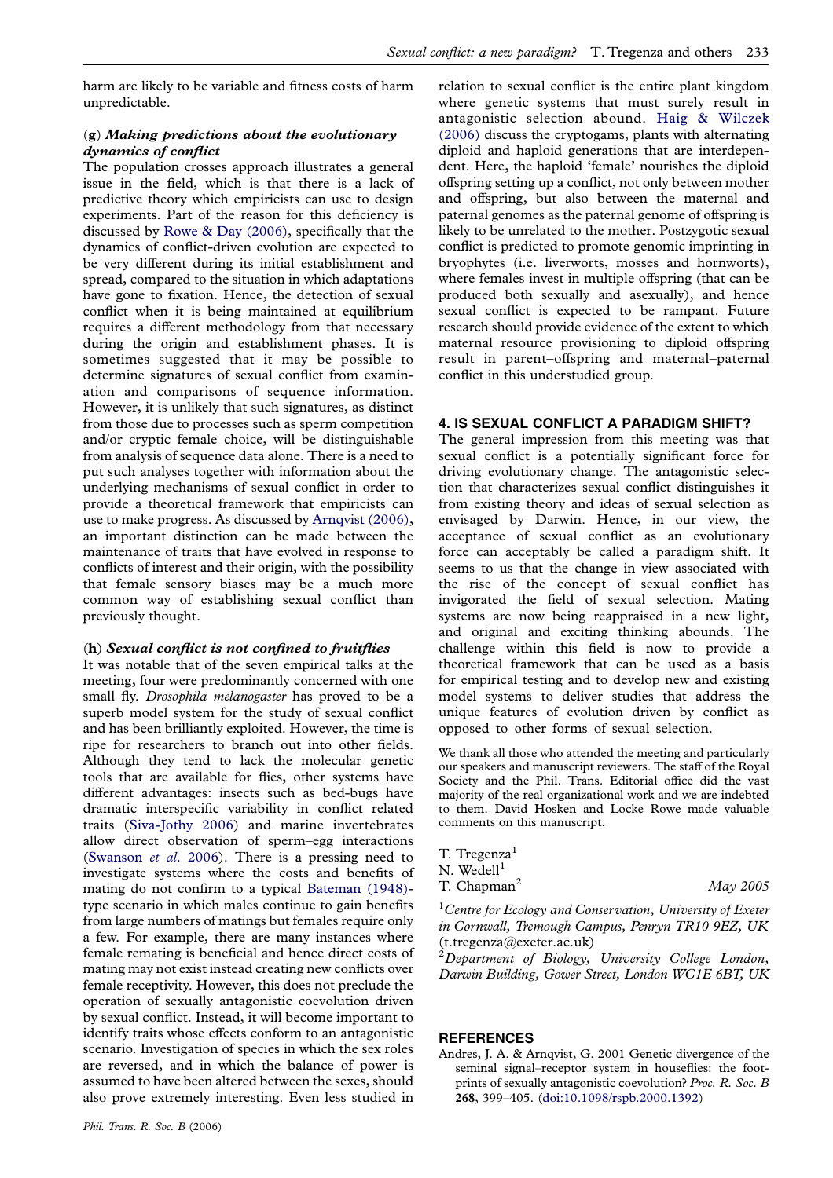harm are likely to be variable and fitness costs of harm unpredictable.

### (g) *Making predictions about the evolutionary dynamics of conflict*

The population crosses approach illustrates a general issue in the field, which is that there is a lack of predictive theory which empiricists can use to design experiments. Part of the reason for this deficiency is discussed by Rowe & Day (2006), specifically that the dynamics of conflict-driven evolution are expected to be very different during its initial establishment and spread, compared to the situation in which adaptations have gone to fixation. Hence, the detection of sexual conflict when it is being maintained at equilibrium requires a different methodology from that necessary during the origin and establishment phases. It is sometimes suggested that it may be possible to determine signatures of sexual conflict from examination and comparisons of sequence information. However, it is unlikely that such signatures, as distinct from those due to processes such as sperm competition and/or cryptic female choice, will be distinguishable from analysis of sequence data alone. There is a need to put such analyses together with information about the underlying mechanisms of sexual conflict in order to provide a theoretical framework that empiricists can use to make progress. As discussed by Arnqvist (2006), an important distinction can be made between the maintenance of traits that have evolved in response to conflicts of interest and their origin, with the possibility that female sensory biases may be a much more common way of establishing sexual conflict than previously thought.

### (h) *Sexual conflict is not confined to fruitflies*

It was notable that of the seven empirical talks at the meeting, four were predominantly concerned with one small fly. *Drosophila melanogaster* has proved to be a superb model system for the study of sexual conflict and has been brilliantly exploited. However, the time is ripe for researchers to branch out into other fields. Although they tend to lack the molecular genetic tools that are available for flies, other systems have different advantages: insects such as bed-bugs have dramatic interspecific variability in conflict related traits (Siva-Jothy 2006) and marine invertebrates allow direct observation of sperm–egg interactions (Swanson *et al*. 2006). There is a pressing need to investigate systems where the costs and benefits of mating do not confirm to a typical Bateman (1948)-type scenario in which males continue to gain benefits from large numbers of matings but females require only a few. For example, there are many instances where female remating is beneficial and hence direct costs of mating may not exist instead creating new conflicts over female receptivity. However, this does not preclude the operation of sexually antagonistic coevolution driven by sexual conflict. Instead, it will become important to identify traits whose effects conform to an antagonistic scenario. Investigation of species in which the sex roles are reversed, and in which the balance of power is assumed to have been altered between the sexes, should also prove extremely interesting. Even less studied in relation to sexual conflict is the entire plant kingdom where genetic systems that must surely result in antagonistic selection abound. Haig & Wilczek (2006) discuss the cryptogams, plants with alternating diploid and haploid generations that are interdependent. Here, the haploid 'female' nourishes the diploid offspring setting up a conflict, not only between mother and offspring, but also between the maternal and paternal genomes as the paternal genome of offspring is likely to be unrelated to the mother. Postzygotic sexual conflict is predicted to promote genomic imprinting in bryophytes (i.e. liverworts, mosses and hornworts), where females invest in multiple offspring (that can be produced both sexually and asexually), and hence sexual conflict is expected to be rampant. Future research should provide evidence of the extent to which maternal resource provisioning to diploid offspring result in parent–offspring and maternal–paternal conflict in this understudied group.

## 4. IS SEXUAL CONFLICT A PARADIGM SHIFT?

The general impression from this meeting was that sexual conflict is a potentially significant force for driving evolutionary change. The antagonistic selection that characterizes sexual conflict distinguishes it from existing theory and ideas of sexual selection as envisaged by Darwin. Hence, in our view, the acceptance of sexual conflict as an evolutionary force can acceptably be called a paradigm shift. It seems to us that the change in view associated with the rise of the concept of sexual conflict has invigorated the field of sexual selection. Mating systems are now being reappraised in a new light, and original and exciting thinking abounds. The challenge within this field is now to provide a theoretical framework that can be used as a basis for empirical testing and to develop new and existing model systems to deliver studies that address the unique features of evolution driven by conflict as opposed to other forms of sexual selection.

We thank all those who attended the meeting and particularly our speakers and manuscript reviewers. The staff of the Royal Society and the Phil. Trans. Editorial office did the vast majority of the real organizational work and we are indebted to them. David Hosken and Locke Rowe made valuable comments on this manuscript.

T. Tregenza[1]
N. Wedell[1]
T. Chapman[2]

*May 2005*

[1]*Centre for Ecology and Conservation, University of Exeter in Cornwall, Tremough Campus, Penryn TR10 9EZ, UK* (t.tregenza@exeter.ac.uk)

[2]*Department of Biology, University College London, Darwin Building, Gower Street, London WC1E 6BT, UK*

## REFERENCES

Andres, J. A. & Arnqvist, G. 2001 Genetic divergence of the seminal signal–receptor system in houseflies: the footprints of sexually antagonistic coevolution? *Proc. R. Soc. B* **268**, 399–405. (doi:10.1098/rspb.2000.1392)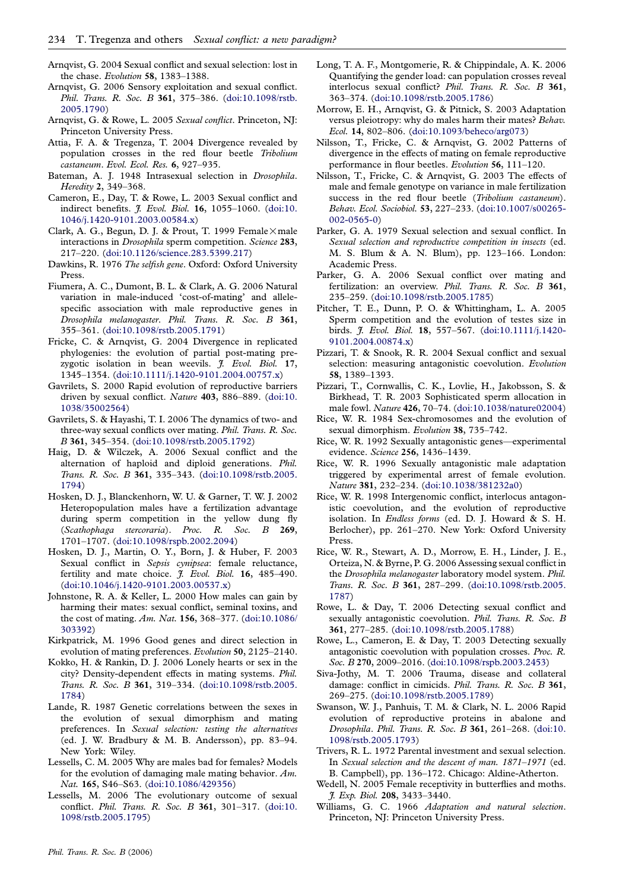Arnqvist, G. 2004 Sexual conflict and sexual selection: lost in the chase. *Evolution* **58**, 1383–1388.

Arnqvist, G. 2006 Sensory exploitation and sexual conflict. *Phil. Trans. R. Soc. B* **361**, 375–386. (doi:10.1098/rstb.2005.1790)

Arnqvist, G. & Rowe, L. 2005 *Sexual conflict*. Princeton, NJ: Princeton University Press.

Attia, F. A. & Tregenza, T. 2004 Divergence revealed by population crosses in the red flour beetle *Tribolium castaneum*. *Evol. Ecol. Res.* **6**, 927–935.

Bateman, A. J. 1948 Intrasexual selection in *Drosophila*. *Heredity* **2**, 349–368.

Cameron, E., Day, T. & Rowe, L. 2003 Sexual conflict and indirect benefits. *J. Evol. Biol.* **16**, 1055–1060. (doi:10.1046/j.1420-9101.2003.00584.x)

Clark, A. G., Begun, D. J. & Prout, T. 1999 Female × male interactions in *Drosophila* sperm competition. *Science* **283**, 217–220. (doi:10.1126/science.283.5399.217)

Dawkins, R. 1976 *The selfish gene*. Oxford: Oxford University Press.

Fiumera, A. C., Dumont, B. L. & Clark, A. G. 2006 Natural variation in male-induced 'cost-of-mating' and allele-specific association with male reproductive genes in *Drosophila melanogaster*. *Phil. Trans. R. Soc. B* **361**, 355–361. (doi:10.1098/rstb.2005.1791)

Fricke, C. & Arnqvist, G. 2004 Divergence in replicated phylogenies: the evolution of partial post-mating prezygotic isolation in bean weevils. *J. Evol. Biol.* **17**, 1345–1354. (doi:10.1111/j.1420-9101.2004.00757.x)

Gavrilets, S. 2000 Rapid evolution of reproductive barriers driven by sexual conflict. *Nature* **403**, 886–889. (doi:10.1038/35002564)

Gavrilets, S. & Hayashi, T. I. 2006 The dynamics of two- and three-way sexual conflicts over mating. *Phil. Trans. R. Soc. B* **361**, 345–354. (doi:10.1098/rstb.2005.1792)

Haig, D. & Wilczek, A. 2006 Sexual conflict and the alternation of haploid and diploid generations. *Phil. Trans. R. Soc. B* **361**, 335–343. (doi:10.1098/rstb.2005.1794)

Hosken, D. J., Blanckenhorn, W. U. & Garner, T. W. J. 2002 Heteropopulation males have a fertilization advantage during sperm competition in the yellow dung fly (*Scathophaga stercoraria*). *Proc. R. Soc. B* **269**, 1701–1707. (doi:10.1098/rspb.2002.2094)

Hosken, D. J., Martin, O. Y., Born, J. & Huber, F. 2003 Sexual conflict in *Sepsis cynipsea*: female reluctance, fertility and mate choice. *J. Evol. Biol.* **16**, 485–490. (doi:10.1046/j.1420-9101.2003.00537.x)

Johnstone, R. A. & Keller, L. 2000 How males can gain by harming their mates: sexual conflict, seminal toxins, and the cost of mating. *Am. Nat.* **156**, 368–377. (doi:10.1086/303392)

Kirkpatrick, M. 1996 Good genes and direct selection in evolution of mating preferences. *Evolution* **50**, 2125–2140.

Kokko, H. & Rankin, D. J. 2006 Lonely hearts or sex in the city? Density-dependent effects in mating systems. *Phil. Trans. R. Soc. B* **361**, 319–334. (doi:10.1098/rstb.2005.1784)

Lande, R. 1987 Genetic correlations between the sexes in the evolution of sexual dimorphism and mating preferences. In *Sexual selection: testing the alternatives* (ed. J. W. Bradbury & M. B. Andersson), pp. 83–94. New York: Wiley.

Lessells, C. M. 2005 Why are males bad for females? Models for the evolution of damaging male mating behavior. *Am. Nat.* **165**, S46–S63. (doi:10.1086/429356)

Lessells, M. 2006 The evolutionary outcome of sexual conflict. *Phil. Trans. R. Soc. B* **361**, 301–317. (doi:10.1098/rstb.2005.1795)

Long, T. A. F., Montgomerie, R. & Chippindale, A. K. 2006 Quantifying the gender load: can population crosses reveal interlocus sexual conflict? *Phil. Trans. R. Soc. B* **361**, 363–374. (doi:10.1098/rstb.2005.1786)

Morrow, E. H., Arnqvist, G. & Pitnick, S. 2003 Adaptation versus pleiotropy: why do males harm their mates? *Behav. Ecol.* **14**, 802–806. (doi:10.1093/beheco/arg073)

Nilsson, T., Fricke, C. & Arnqvist, G. 2002 Patterns of divergence in the effects of mating on female reproductive performance in flour beetles. *Evolution* **56**, 111–120.

Nilsson, T., Fricke, C. & Arnqvist, G. 2003 The effects of male and female genotype on variance in male fertilization success in the red flour beetle (*Tribolium castaneum*). *Behav. Ecol. Sociobiol.* **53**, 227–233. (doi:10.1007/s00265-002-0565-0)

Parker, G. A. 1979 Sexual selection and sexual conflict. In *Sexual selection and reproductive competition in insects* (ed. M. S. Blum & A. N. Blum), pp. 123–166. London: Academic Press.

Parker, G. A. 2006 Sexual conflict over mating and fertilization: an overview. *Phil. Trans. R. Soc. B* **361**, 235–259. (doi:10.1098/rstb.2005.1785)

Pitcher, T. E., Dunn, P. O. & Whittingham, L. A. 2005 Sperm competition and the evolution of testes size in birds. *J. Evol. Biol.* **18**, 557–567. (doi:10.1111/j.1420-9101.2004.00874.x)

Pizzari, T. & Snook, R. R. 2004 Sexual conflict and sexual selection: measuring antagonistic coevolution. *Evolution* **58**, 1389–1393.

Pizzari, T., Cornwallis, C. K., Lovlie, H., Jakobsson, S. & Birkhead, T. R. 2003 Sophisticated sperm allocation in male fowl. *Nature* **426**, 70–74. (doi:10.1038/nature02004)

Rice, W. R. 1984 Sex-chromosomes and the evolution of sexual dimorphism. *Evolution* **38**, 735–742.

Rice, W. R. 1992 Sexually antagonistic genes—experimental evidence. *Science* **256**, 1436–1439.

Rice, W. R. 1996 Sexually antagonistic male adaptation triggered by experimental arrest of female evolution. *Nature* **381**, 232–234. (doi:10.1038/381232a0)

Rice, W. R. 1998 Intergenomic conflict, interlocus antagonistic coevolution, and the evolution of reproductive isolation. In *Endless forms* (ed. D. J. Howard & S. H. Berlocher), pp. 261–270. New York: Oxford University Press.

Rice, W. R., Stewart, A. D., Morrow, E. H., Linder, J. E., Orteiza, N. & Byrne, P. G. 2006 Assessing sexual conflict in the *Drosophila melanogaster* laboratory model system. *Phil. Trans. R. Soc. B* **361**, 287–299. (doi:10.1098/rstb.2005.1787)

Rowe, L. & Day, T. 2006 Detecting sexual conflict and sexually antagonistic coevolution. *Phil. Trans. R. Soc. B* **361**, 277–285. (doi:10.1098/rstb.2005.1788)

Rowe, L., Cameron, E. & Day, T. 2003 Detecting sexually antagonistic coevolution with population crosses. *Proc. R. Soc. B* **270**, 2009–2016. (doi:10.1098/rspb.2003.2453)

Siva-Jothy, M. T. 2006 Trauma, disease and collateral damage: conflict in cimicids. *Phil. Trans. R. Soc. B* **361**, 269–275. (doi:10.1098/rstb.2005.1789)

Swanson, W. J., Panhuis, T. M. & Clark, N. L. 2006 Rapid evolution of reproductive proteins in abalone and *Drosophila*. *Phil. Trans. R. Soc. B* **361**, 261–268. (doi:10.1098/rstb.2005.1793)

Trivers, R. L. 1972 Parental investment and sexual selection. In *Sexual selection and the descent of man. 1871–1971* (ed. B. Campbell), pp. 136–172. Chicago: Aldine-Atherton.

Wedell, N. 2005 Female receptivity in butterflies and moths. *J. Exp. Biol.* **208**, 3433–3440.

Williams, G. C. 1966 *Adaptation and natural selection*. Princeton, NJ: Princeton University Press.